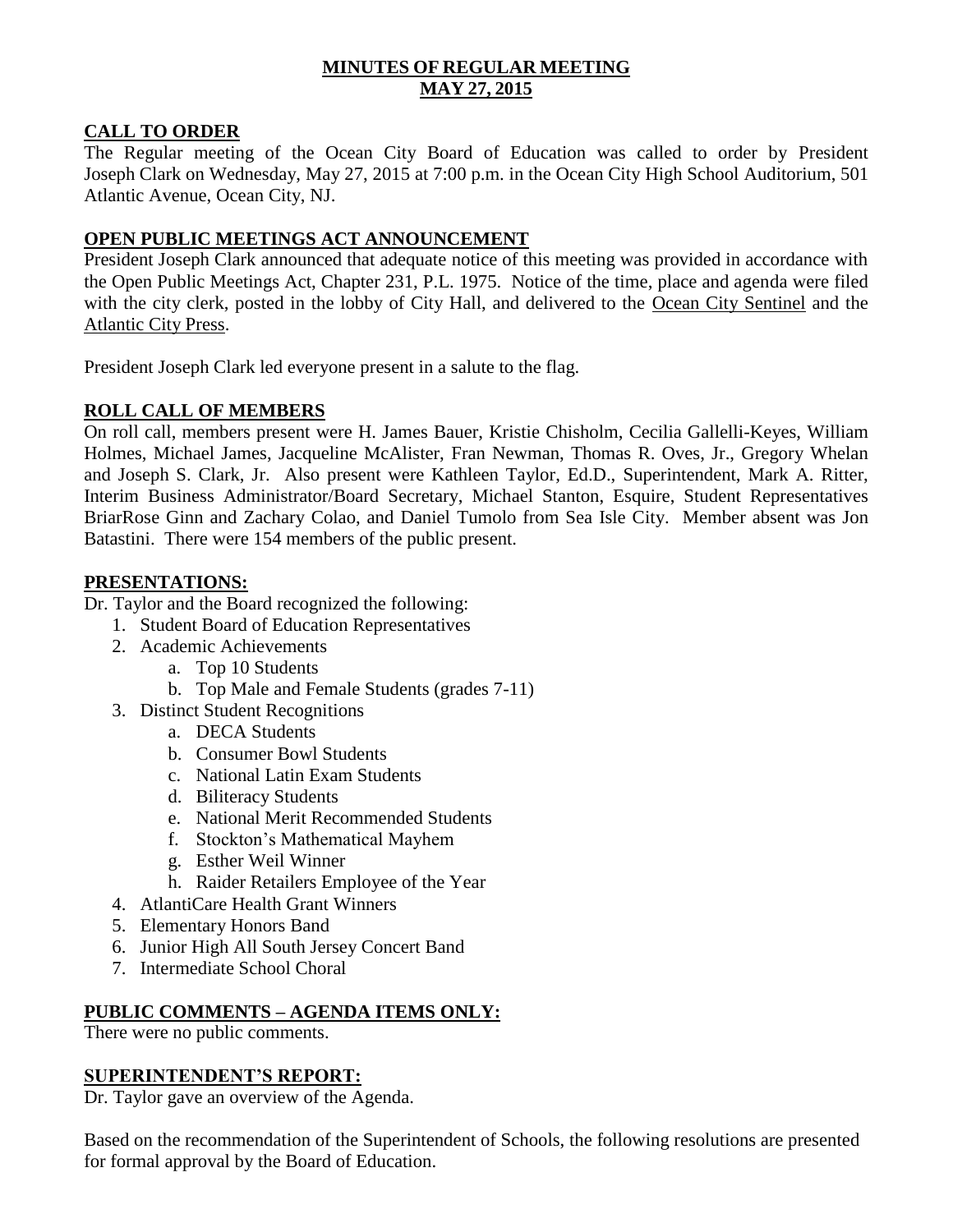# MINUTES OF REGULAR MEETING
## MAY 27, 2015

## CALL TO ORDER

The Regular meeting of the Ocean City Board of Education was called to order by President Joseph Clark on Wednesday, May 27, 2015 at 7:00 p.m. in the Ocean City High School Auditorium, 501 Atlantic Avenue, Ocean City, NJ.

## OPEN PUBLIC MEETINGS ACT ANNOUNCEMENT

President Joseph Clark announced that adequate notice of this meeting was provided in accordance with the Open Public Meetings Act, Chapter 231, P.L. 1975. Notice of the time, place and agenda were filed with the city clerk, posted in the lobby of City Hall, and delivered to the Ocean City Sentinel and the Atlantic City Press.

President Joseph Clark led everyone present in a salute to the flag.

## ROLL CALL OF MEMBERS

On roll call, members present were H. James Bauer, Kristie Chisholm, Cecilia Gallelli-Keyes, William Holmes, Michael James, Jacqueline McAlister, Fran Newman, Thomas R. Oves, Jr., Gregory Whelan and Joseph S. Clark, Jr. Also present were Kathleen Taylor, Ed.D., Superintendent, Mark A. Ritter, Interim Business Administrator/Board Secretary, Michael Stanton, Esquire, Student Representatives BriarRose Ginn and Zachary Colao, and Daniel Tumolo from Sea Isle City. Member absent was Jon Batastini. There were 154 members of the public present.

## PRESENTATIONS:

Dr. Taylor and the Board recognized the following:

1. Student Board of Education Representatives
2. Academic Achievements
   a. Top 10 Students
   b. Top Male and Female Students (grades 7-11)
3. Distinct Student Recognitions
   a. DECA Students
   b. Consumer Bowl Students
   c. National Latin Exam Students
   d. Biliteracy Students
   e. National Merit Recommended Students
   f. Stockton's Mathematical Mayhem
   g. Esther Weil Winner
   h. Raider Retailers Employee of the Year
4. AtlantiCare Health Grant Winners
5. Elementary Honors Band
6. Junior High All South Jersey Concert Band
7. Intermediate School Choral

## PUBLIC COMMENTS – AGENDA ITEMS ONLY:

There were no public comments.

## SUPERINTENDENT'S REPORT:

Dr. Taylor gave an overview of the Agenda.

Based on the recommendation of the Superintendent of Schools, the following resolutions are presented for formal approval by the Board of Education.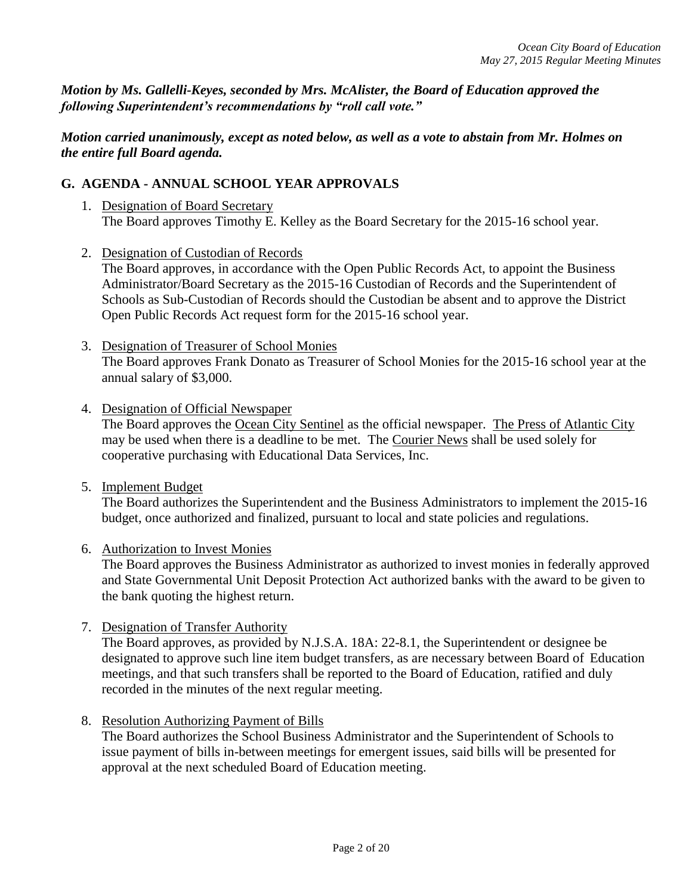***Motion by Ms. Gallelli-Keyes, seconded by Mrs. McAlister, the Board of Education approved the following Superintendent's recommendations by "roll call vote."***

***Motion carried unanimously, except as noted below, as well as a vote to abstain from Mr. Holmes on the entire full Board agenda.***

## G. AGENDA - ANNUAL SCHOOL YEAR APPROVALS

1. Designation of Board Secretary
   The Board approves Timothy E. Kelley as the Board Secretary for the 2015-16 school year.

2. Designation of Custodian of Records
   The Board approves, in accordance with the Open Public Records Act, to appoint the Business Administrator/Board Secretary as the 2015-16 Custodian of Records and the Superintendent of Schools as Sub-Custodian of Records should the Custodian be absent and to approve the District Open Public Records Act request form for the 2015-16 school year.

3. Designation of Treasurer of School Monies
   The Board approves Frank Donato as Treasurer of School Monies for the 2015-16 school year at the annual salary of $3,000.

4. Designation of Official Newspaper
   The Board approves the Ocean City Sentinel as the official newspaper. The Press of Atlantic City may be used when there is a deadline to be met. The Courier News shall be used solely for cooperative purchasing with Educational Data Services, Inc.

5. Implement Budget
   The Board authorizes the Superintendent and the Business Administrators to implement the 2015-16 budget, once authorized and finalized, pursuant to local and state policies and regulations.

6. Authorization to Invest Monies
   The Board approves the Business Administrator as authorized to invest monies in federally approved and State Governmental Unit Deposit Protection Act authorized banks with the award to be given to the bank quoting the highest return.

7. Designation of Transfer Authority
   The Board approves, as provided by N.J.S.A. 18A: 22-8.1, the Superintendent or designee be designated to approve such line item budget transfers, as are necessary between Board of Education meetings, and that such transfers shall be reported to the Board of Education, ratified and duly recorded in the minutes of the next regular meeting.

8. Resolution Authorizing Payment of Bills
   The Board authorizes the School Business Administrator and the Superintendent of Schools to issue payment of bills in-between meetings for emergent issues, said bills will be presented for approval at the next scheduled Board of Education meeting.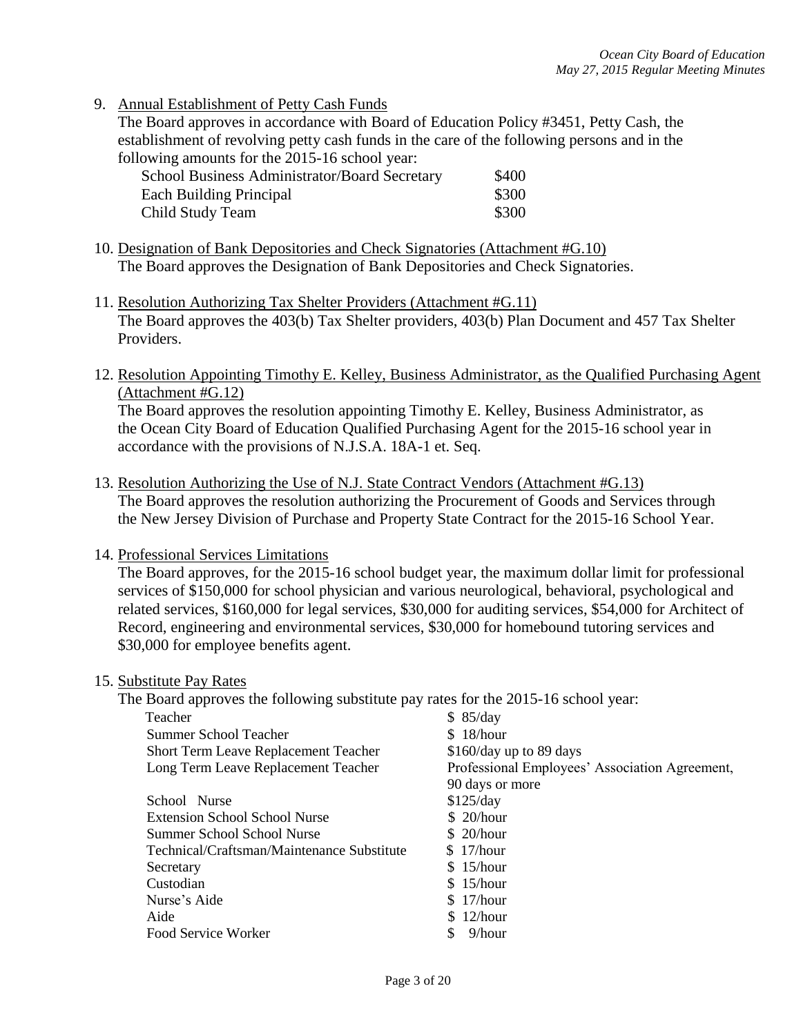9. Annual Establishment of Petty Cash Funds

   The Board approves in accordance with Board of Education Policy #3451, Petty Cash, the establishment of revolving petty cash funds in the care of the following persons and in the following amounts for the 2015-16 school year:

| | |
|---|---|
| School Business Administrator/Board Secretary | $400 |
| Each Building Principal | $300 |
| Child Study Team | $300 |

10. Designation of Bank Depositories and Check Signatories (Attachment #G.10)

    The Board approves the Designation of Bank Depositories and Check Signatories.

11. Resolution Authorizing Tax Shelter Providers (Attachment #G.11)

    The Board approves the 403(b) Tax Shelter providers, 403(b) Plan Document and 457 Tax Shelter Providers.

12. Resolution Appointing Timothy E. Kelley, Business Administrator, as the Qualified Purchasing Agent (Attachment #G.12)

    The Board approves the resolution appointing Timothy E. Kelley, Business Administrator, as the Ocean City Board of Education Qualified Purchasing Agent for the 2015-16 school year in accordance with the provisions of N.J.S.A. 18A-1 et. Seq.

13. Resolution Authorizing the Use of N.J. State Contract Vendors (Attachment #G.13)

    The Board approves the resolution authorizing the Procurement of Goods and Services through the New Jersey Division of Purchase and Property State Contract for the 2015-16 School Year.

14. Professional Services Limitations

    The Board approves, for the 2015-16 school budget year, the maximum dollar limit for professional services of $150,000 for school physician and various neurological, behavioral, psychological and related services, $160,000 for legal services, $30,000 for auditing services, $54,000 for Architect of Record, engineering and environmental services, $30,000 for homebound tutoring services and $30,000 for employee benefits agent.

15. Substitute Pay Rates

    The Board approves the following substitute pay rates for the 2015-16 school year:

| | |
|---|---|
| Teacher | $ 85/day |
| Summer School Teacher | $ 18/hour |
| Short Term Leave Replacement Teacher | $160/day up to 89 days |
| Long Term Leave Replacement Teacher | Professional Employees' Association Agreement, 90 days or more |
| School Nurse | $125/day |
| Extension School School Nurse | $ 20/hour |
| Summer School School Nurse | $ 20/hour |
| Technical/Craftsman/Maintenance Substitute | $ 17/hour |
| Secretary | $ 15/hour |
| Custodian | $ 15/hour |
| Nurse's Aide | $ 17/hour |
| Aide | $ 12/hour |
| Food Service Worker | $ 9/hour |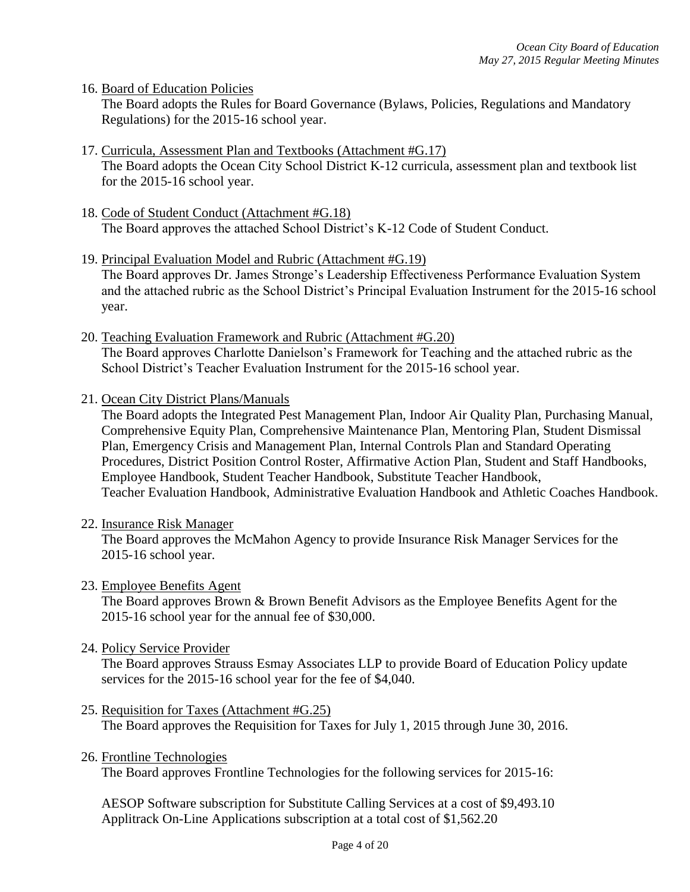16. Board of Education Policies

    The Board adopts the Rules for Board Governance (Bylaws, Policies, Regulations and Mandatory Regulations) for the 2015-16 school year.

17. Curricula, Assessment Plan and Textbooks (Attachment #G.17)

    The Board adopts the Ocean City School District K-12 curricula, assessment plan and textbook list for the 2015-16 school year.

18. Code of Student Conduct (Attachment #G.18)

    The Board approves the attached School District's K-12 Code of Student Conduct.

19. Principal Evaluation Model and Rubric (Attachment #G.19)

    The Board approves Dr. James Stronge's Leadership Effectiveness Performance Evaluation System and the attached rubric as the School District's Principal Evaluation Instrument for the 2015-16 school year.

20. Teaching Evaluation Framework and Rubric (Attachment #G.20)

    The Board approves Charlotte Danielson's Framework for Teaching and the attached rubric as the School District's Teacher Evaluation Instrument for the 2015-16 school year.

21. Ocean City District Plans/Manuals

    The Board adopts the Integrated Pest Management Plan, Indoor Air Quality Plan, Purchasing Manual, Comprehensive Equity Plan, Comprehensive Maintenance Plan, Mentoring Plan, Student Dismissal Plan, Emergency Crisis and Management Plan, Internal Controls Plan and Standard Operating Procedures, District Position Control Roster, Affirmative Action Plan, Student and Staff Handbooks, Employee Handbook, Student Teacher Handbook, Substitute Teacher Handbook, Teacher Evaluation Handbook, Administrative Evaluation Handbook and Athletic Coaches Handbook.

22. Insurance Risk Manager

    The Board approves the McMahon Agency to provide Insurance Risk Manager Services for the 2015-16 school year.

23. Employee Benefits Agent

    The Board approves Brown & Brown Benefit Advisors as the Employee Benefits Agent for the 2015-16 school year for the annual fee of $30,000.

24. Policy Service Provider

    The Board approves Strauss Esmay Associates LLP to provide Board of Education Policy update services for the 2015-16 school year for the fee of $4,040.

25. Requisition for Taxes (Attachment #G.25)

    The Board approves the Requisition for Taxes for July 1, 2015 through June 30, 2016.

26. Frontline Technologies

    The Board approves Frontline Technologies for the following services for 2015-16:

    AESOP Software subscription for Substitute Calling Services at a cost of $9,493.10
    Applitrack On-Line Applications subscription at a total cost of $1,562.20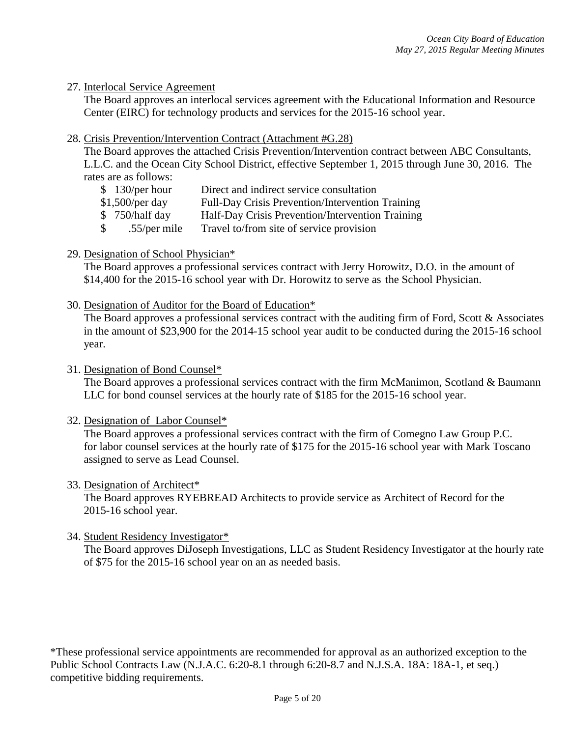27. Interlocal Service Agreement

The Board approves an interlocal services agreement with the Educational Information and Resource Center (EIRC) for technology products and services for the 2015-16 school year.

28. Crisis Prevention/Intervention Contract (Attachment #G.28)

The Board approves the attached Crisis Prevention/Intervention contract between ABC Consultants, L.L.C. and the Ocean City School District, effective September 1, 2015 through June 30, 2016. The rates are as follows:

| | |
|---|---|
| $ 130/per hour | Direct and indirect service consultation |
| $1,500/per day | Full-Day Crisis Prevention/Intervention Training |
| $ 750/half day | Half-Day Crisis Prevention/Intervention Training |
| $ .55/per mile | Travel to/from site of service provision |

29. Designation of School Physician*

The Board approves a professional services contract with Jerry Horowitz, D.O. in the amount of $14,400 for the 2015-16 school year with Dr. Horowitz to serve as the School Physician.

30. Designation of Auditor for the Board of Education*

The Board approves a professional services contract with the auditing firm of Ford, Scott & Associates in the amount of $23,900 for the 2014-15 school year audit to be conducted during the 2015-16 school year.

31. Designation of Bond Counsel*

The Board approves a professional services contract with the firm McManimon, Scotland & Baumann LLC for bond counsel services at the hourly rate of $185 for the 2015-16 school year.

32. Designation of Labor Counsel*

The Board approves a professional services contract with the firm of Comegno Law Group P.C. for labor counsel services at the hourly rate of $175 for the 2015-16 school year with Mark Toscano assigned to serve as Lead Counsel.

33. Designation of Architect*

The Board approves RYEBREAD Architects to provide service as Architect of Record for the 2015-16 school year.

34. Student Residency Investigator*

The Board approves DiJoseph Investigations, LLC as Student Residency Investigator at the hourly rate of $75 for the 2015-16 school year on an as needed basis.

*These professional service appointments are recommended for approval as an authorized exception to the Public School Contracts Law (N.J.A.C. 6:20-8.1 through 6:20-8.7 and N.J.S.A. 18A: 18A-1, et seq.) competitive bidding requirements.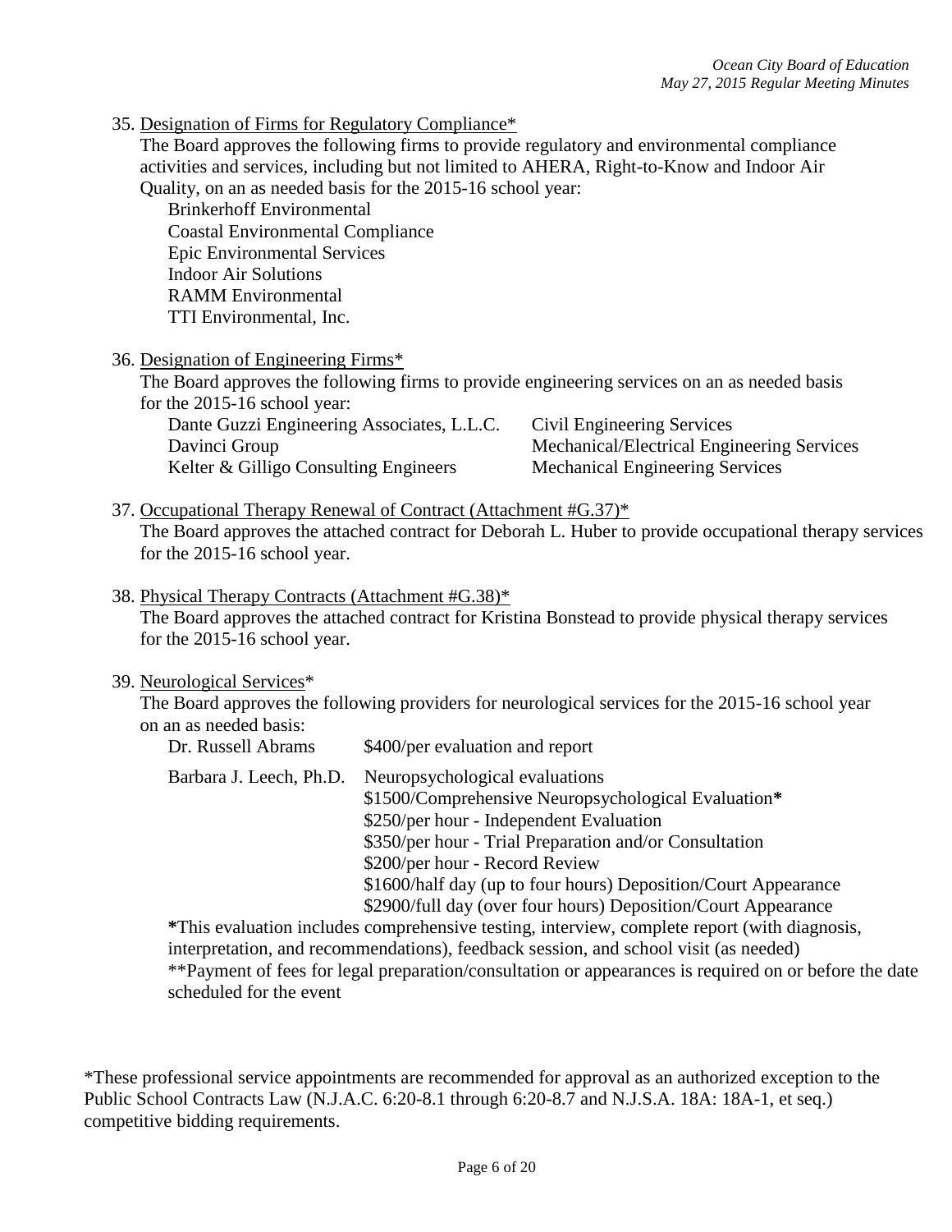35. <u>Designation of Firms for Regulatory Compliance</u>*

    The Board approves the following firms to provide regulatory and environmental compliance activities and services, including but not limited to AHERA, Right-to-Know and Indoor Air Quality, on an as needed basis for the 2015-16 school year:

    Brinkerhoff Environmental
    Coastal Environmental Compliance
    Epic Environmental Services
    Indoor Air Solutions
    RAMM Environmental
    TTI Environmental, Inc.

36. <u>Designation of Engineering Firms</u>*

    The Board approves the following firms to provide engineering services on an as needed basis for the 2015-16 school year:

    | | |
    |---|---|
    | Dante Guzzi Engineering Associates, L.L.C. | Civil Engineering Services |
    | Davinci Group | Mechanical/Electrical Engineering Services |
    | Kelter & Gilligo Consulting Engineers | Mechanical Engineering Services |

37. <u>Occupational Therapy Renewal of Contract (Attachment #G.37)</u>*

    The Board approves the attached contract for Deborah L. Huber to provide occupational therapy services for the 2015-16 school year.

38. <u>Physical Therapy Contracts (Attachment #G.38)</u>*

    The Board approves the attached contract for Kristina Bonstead to provide physical therapy services for the 2015-16 school year.

39. <u>Neurological Services</u>*

    The Board approves the following providers for neurological services for the 2015-16 school year on an as needed basis:

    | | |
    |---|---|
    | Dr. Russell Abrams | $400/per evaluation and report |
    | Barbara J. Leech, Ph.D. | Neuropsychological evaluations |
    | | $1500/Comprehensive Neuropsychological Evaluation**\*** |
    | | $250/per hour - Independent Evaluation |
    | | $350/per hour - Trial Preparation and/or Consultation |
    | | $200/per hour - Record Review |
    | | $1600/half day (up to four hours) Deposition/Court Appearance |
    | | $2900/full day (over four hours) Deposition/Court Appearance |

    **\***This evaluation includes comprehensive testing, interview, complete report (with diagnosis, interpretation, and recommendations), feedback session, and school visit (as needed)

    **Payment of fees for legal preparation/consultation or appearances is required on or before the date scheduled for the event

*These professional service appointments are recommended for approval as an authorized exception to the Public School Contracts Law (N.J.A.C. 6:20-8.1 through 6:20-8.7 and N.J.S.A. 18A: 18A-1, et seq.) competitive bidding requirements.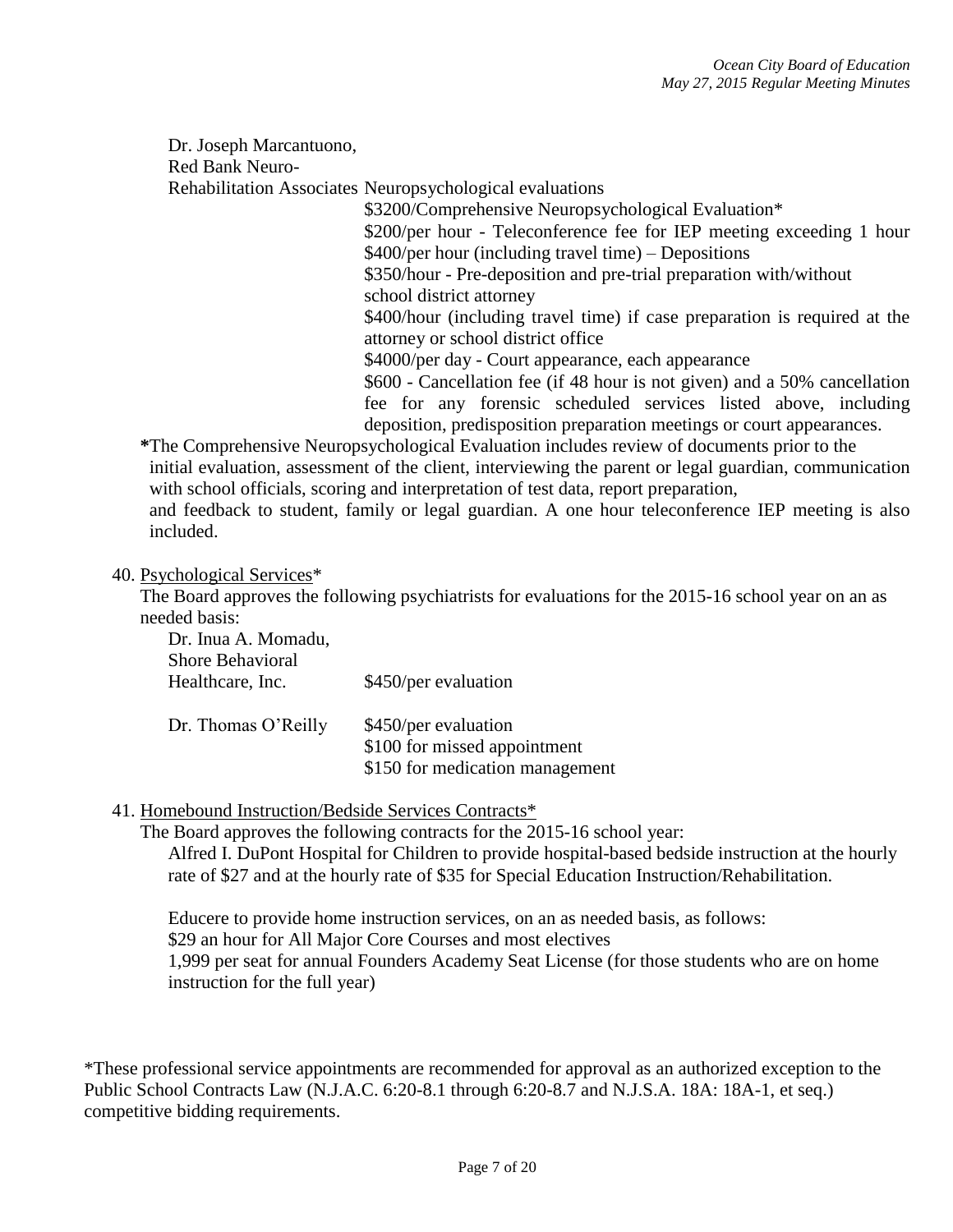Dr. Joseph Marcantuono,
Red Bank Neuro-
Rehabilitation Associates Neuropsychological evaluations

$3200/Comprehensive Neuropsychological Evaluation*
$200/per hour - Teleconference fee for IEP meeting exceeding 1 hour
$400/per hour (including travel time) – Depositions
$350/hour - Pre-deposition and pre-trial preparation with/without school district attorney
$400/hour (including travel time) if case preparation is required at the attorney or school district office
$4000/per day - Court appearance, each appearance
$600 - Cancellation fee (if 48 hour is not given) and a 50% cancellation fee for any forensic scheduled services listed above, including deposition, predisposition preparation meetings or court appearances.

**\***The Comprehensive Neuropsychological Evaluation includes review of documents prior to the initial evaluation, assessment of the client, interviewing the parent or legal guardian, communication with school officials, scoring and interpretation of test data, report preparation, and feedback to student, family or legal guardian. A one hour teleconference IEP meeting is also included.

40. Psychological Services*

The Board approves the following psychiatrists for evaluations for the 2015-16 school year on an as needed basis:

| | |
|---|---|
| Dr. Inua A. Momadu, Shore Behavioral Healthcare, Inc. | $450/per evaluation |
| Dr. Thomas O'Reilly | $450/per evaluation<br>$100 for missed appointment<br>$150 for medication management |

41. Homebound Instruction/Bedside Services Contracts*

The Board approves the following contracts for the 2015-16 school year:

Alfred I. DuPont Hospital for Children to provide hospital-based bedside instruction at the hourly rate of $27 and at the hourly rate of $35 for Special Education Instruction/Rehabilitation.

Educere to provide home instruction services, on an as needed basis, as follows:
$29 an hour for All Major Core Courses and most electives
1,999 per seat for annual Founders Academy Seat License (for those students who are on home instruction for the full year)

*These professional service appointments are recommended for approval as an authorized exception to the Public School Contracts Law (N.J.A.C. 6:20-8.1 through 6:20-8.7 and N.J.S.A. 18A: 18A-1, et seq.) competitive bidding requirements.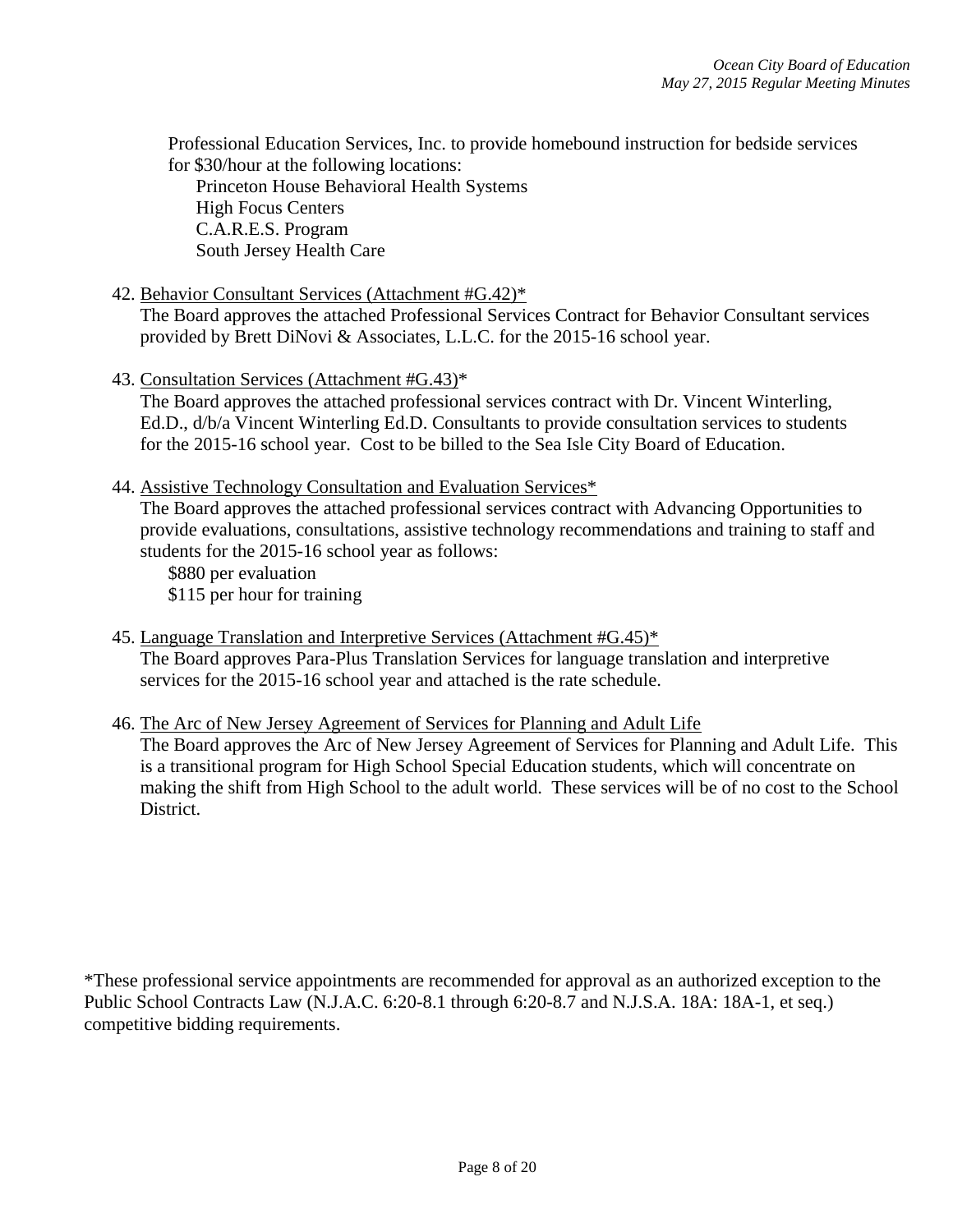Professional Education Services, Inc. to provide homebound instruction for bedside services for $30/hour at the following locations:

Princeton House Behavioral Health Systems
High Focus Centers
C.A.R.E.S. Program
South Jersey Health Care

42. Behavior Consultant Services (Attachment #G.42)*
The Board approves the attached Professional Services Contract for Behavior Consultant services provided by Brett DiNovi & Associates, L.L.C. for the 2015-16 school year.

43. Consultation Services (Attachment #G.43)*
The Board approves the attached professional services contract with Dr. Vincent Winterling, Ed.D., d/b/a Vincent Winterling Ed.D. Consultants to provide consultation services to students for the 2015-16 school year. Cost to be billed to the Sea Isle City Board of Education.

44. Assistive Technology Consultation and Evaluation Services*
The Board approves the attached professional services contract with Advancing Opportunities to provide evaluations, consultations, assistive technology recommendations and training to staff and students for the 2015-16 school year as follows:
$880 per evaluation
$115 per hour for training

45. Language Translation and Interpretive Services (Attachment #G.45)*
The Board approves Para-Plus Translation Services for language translation and interpretive services for the 2015-16 school year and attached is the rate schedule.

46. The Arc of New Jersey Agreement of Services for Planning and Adult Life
The Board approves the Arc of New Jersey Agreement of Services for Planning and Adult Life. This is a transitional program for High School Special Education students, which will concentrate on making the shift from High School to the adult world. These services will be of no cost to the School District.

*These professional service appointments are recommended for approval as an authorized exception to the Public School Contracts Law (N.J.A.C. 6:20-8.1 through 6:20-8.7 and N.J.S.A. 18A: 18A-1, et seq.) competitive bidding requirements.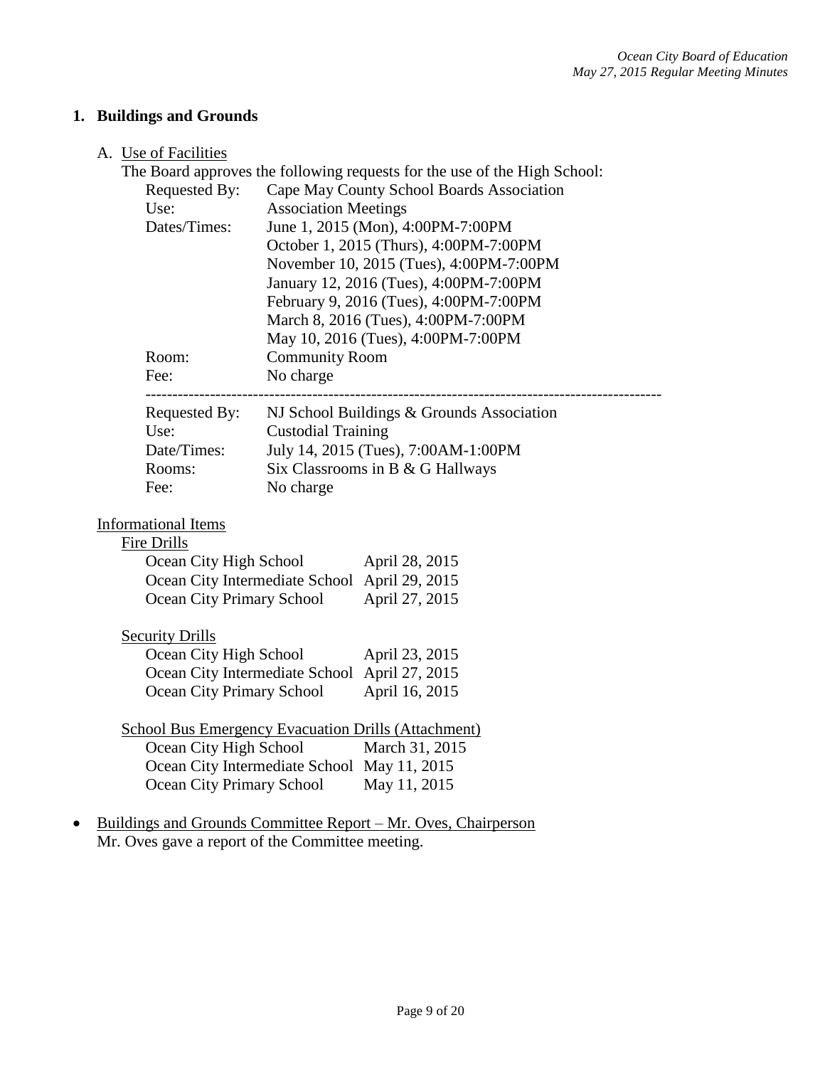## 1. Buildings and Grounds

A. Use of Facilities

The Board approves the following requests for the use of the High School:

| | |
|---|---|
| Requested By: | Cape May County School Boards Association |
| Use: | Association Meetings |
| Dates/Times: | June 1, 2015 (Mon), 4:00PM-7:00PM |
| | October 1, 2015 (Thurs), 4:00PM-7:00PM |
| | November 10, 2015 (Tues), 4:00PM-7:00PM |
| | January 12, 2016 (Tues), 4:00PM-7:00PM |
| | February 9, 2016 (Tues), 4:00PM-7:00PM |
| | March 8, 2016 (Tues), 4:00PM-7:00PM |
| | May 10, 2016 (Tues), 4:00PM-7:00PM |
| Room: | Community Room |
| Fee: | No charge |

---

| | |
|---|---|
| Requested By: | NJ School Buildings & Grounds Association |
| Use: | Custodial Training |
| Date/Times: | July 14, 2015 (Tues), 7:00AM-1:00PM |
| Rooms: | Six Classrooms in B & G Hallways |
| Fee: | No charge |

Informational Items

Fire Drills

| | |
|---|---|
| Ocean City High School | April 28, 2015 |
| Ocean City Intermediate School | April 29, 2015 |
| Ocean City Primary School | April 27, 2015 |

Security Drills

| | |
|---|---|
| Ocean City High School | April 23, 2015 |
| Ocean City Intermediate School | April 27, 2015 |
| Ocean City Primary School | April 16, 2015 |

School Bus Emergency Evacuation Drills (Attachment)

| | |
|---|---|
| Ocean City High School | March 31, 2015 |
| Ocean City Intermediate School | May 11, 2015 |
| Ocean City Primary School | May 11, 2015 |

- Buildings and Grounds Committee Report – Mr. Oves, Chairperson
  Mr. Oves gave a report of the Committee meeting.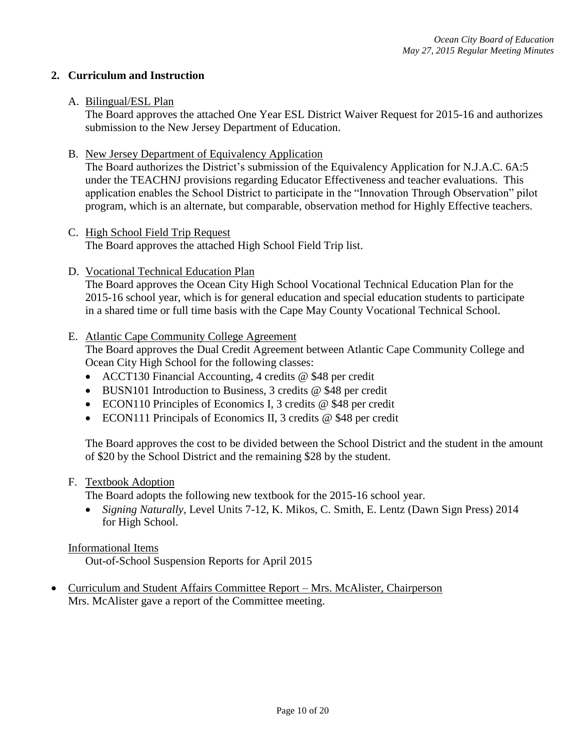## 2. Curriculum and Instruction

A. Bilingual/ESL Plan

The Board approves the attached One Year ESL District Waiver Request for 2015-16 and authorizes submission to the New Jersey Department of Education.

B. New Jersey Department of Equivalency Application

The Board authorizes the District's submission of the Equivalency Application for N.J.A.C. 6A:5 under the TEACHNJ provisions regarding Educator Effectiveness and teacher evaluations. This application enables the School District to participate in the "Innovation Through Observation" pilot program, which is an alternate, but comparable, observation method for Highly Effective teachers.

C. High School Field Trip Request

The Board approves the attached High School Field Trip list.

D. Vocational Technical Education Plan

The Board approves the Ocean City High School Vocational Technical Education Plan for the 2015-16 school year, which is for general education and special education students to participate in a shared time or full time basis with the Cape May County Vocational Technical School.

E. Atlantic Cape Community College Agreement

The Board approves the Dual Credit Agreement between Atlantic Cape Community College and Ocean City High School for the following classes:

- ACCT130 Financial Accounting, 4 credits @ $48 per credit
- BUSN101 Introduction to Business, 3 credits @ $48 per credit
- ECON110 Principles of Economics I, 3 credits @ $48 per credit
- ECON111 Principals of Economics II, 3 credits @ $48 per credit

The Board approves the cost to be divided between the School District and the student in the amount of $20 by the School District and the remaining $28 by the student.

F. Textbook Adoption

The Board adopts the following new textbook for the 2015-16 school year.

- *Signing Naturally*, Level Units 7-12, K. Mikos, C. Smith, E. Lentz (Dawn Sign Press) 2014 for High School.

Informational Items

Out-of-School Suspension Reports for April 2015

- Curriculum and Student Affairs Committee Report – Mrs. McAlister, Chairperson
  Mrs. McAlister gave a report of the Committee meeting.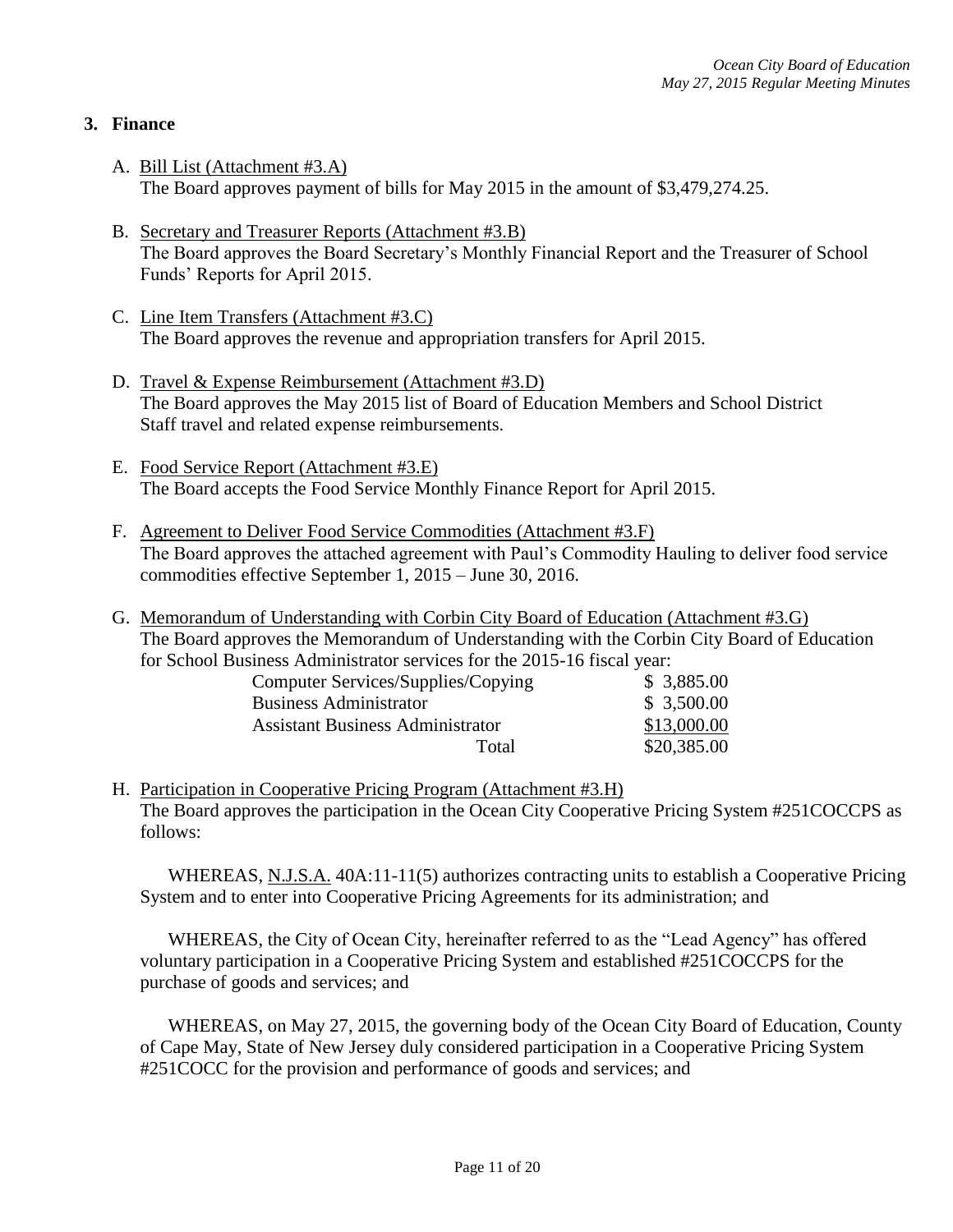## 3. Finance

A. Bill List (Attachment #3.A)
The Board approves payment of bills for May 2015 in the amount of $3,479,274.25.

B. Secretary and Treasurer Reports (Attachment #3.B)
The Board approves the Board Secretary's Monthly Financial Report and the Treasurer of School Funds' Reports for April 2015.

C. Line Item Transfers (Attachment #3.C)
The Board approves the revenue and appropriation transfers for April 2015.

D. Travel & Expense Reimbursement (Attachment #3.D)
The Board approves the May 2015 list of Board of Education Members and School District Staff travel and related expense reimbursements.

E. Food Service Report (Attachment #3.E)
The Board accepts the Food Service Monthly Finance Report for April 2015.

F. Agreement to Deliver Food Service Commodities (Attachment #3.F)
The Board approves the attached agreement with Paul's Commodity Hauling to deliver food service commodities effective September 1, 2015 – June 30, 2016.

G. Memorandum of Understanding with Corbin City Board of Education (Attachment #3.G)
The Board approves the Memorandum of Understanding with the Corbin City Board of Education for School Business Administrator services for the 2015-16 fiscal year:

| | |
|---|---|
| Computer Services/Supplies/Copying | $ 3,885.00 |
| Business Administrator | $ 3,500.00 |
| Assistant Business Administrator | $13,000.00 |
| Total | $20,385.00 |

H. Participation in Cooperative Pricing Program (Attachment #3.H)
The Board approves the participation in the Ocean City Cooperative Pricing System #251COCCPS as follows:

WHEREAS, N.J.S.A. 40A:11-11(5) authorizes contracting units to establish a Cooperative Pricing System and to enter into Cooperative Pricing Agreements for its administration; and

WHEREAS, the City of Ocean City, hereinafter referred to as the "Lead Agency" has offered voluntary participation in a Cooperative Pricing System and established #251COCCPS for the purchase of goods and services; and

WHEREAS, on May 27, 2015, the governing body of the Ocean City Board of Education, County of Cape May, State of New Jersey duly considered participation in a Cooperative Pricing System #251COCC for the provision and performance of goods and services; and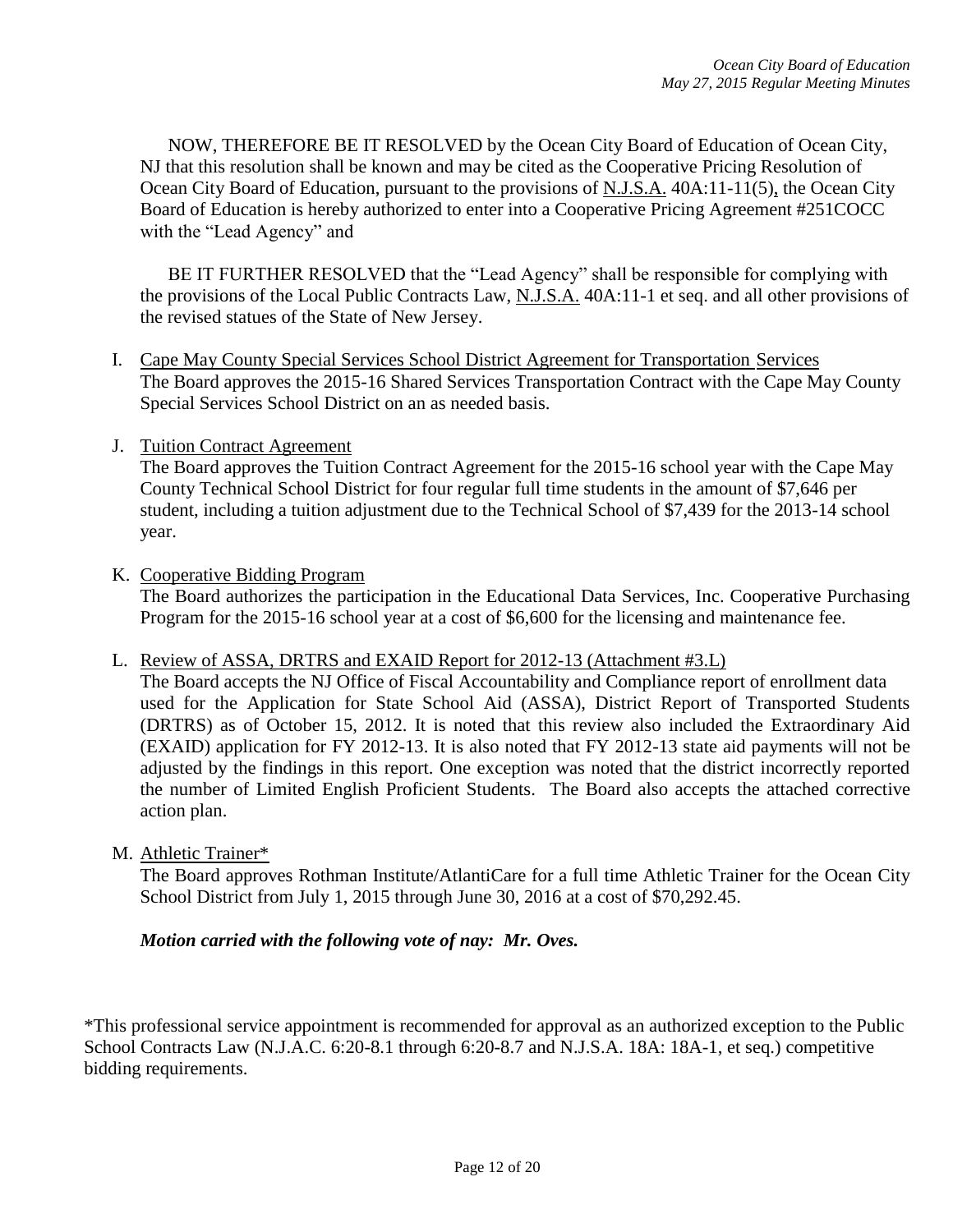NOW, THEREFORE BE IT RESOLVED by the Ocean City Board of Education of Ocean City, NJ that this resolution shall be known and may be cited as the Cooperative Pricing Resolution of Ocean City Board of Education, pursuant to the provisions of N.J.S.A. 40A:11-11(5), the Ocean City Board of Education is hereby authorized to enter into a Cooperative Pricing Agreement #251COCC with the "Lead Agency" and

BE IT FURTHER RESOLVED that the "Lead Agency" shall be responsible for complying with the provisions of the Local Public Contracts Law, N.J.S.A. 40A:11-1 et seq. and all other provisions of the revised statues of the State of New Jersey.

I. Cape May County Special Services School District Agreement for Transportation Services
The Board approves the 2015-16 Shared Services Transportation Contract with the Cape May County Special Services School District on an as needed basis.

J. Tuition Contract Agreement
The Board approves the Tuition Contract Agreement for the 2015-16 school year with the Cape May County Technical School District for four regular full time students in the amount of $7,646 per student, including a tuition adjustment due to the Technical School of $7,439 for the 2013-14 school year.

K. Cooperative Bidding Program
The Board authorizes the participation in the Educational Data Services, Inc. Cooperative Purchasing Program for the 2015-16 school year at a cost of $6,600 for the licensing and maintenance fee.

L. Review of ASSA, DRTRS and EXAID Report for 2012-13 (Attachment #3.L)
The Board accepts the NJ Office of Fiscal Accountability and Compliance report of enrollment data used for the Application for State School Aid (ASSA), District Report of Transported Students (DRTRS) as of October 15, 2012. It is noted that this review also included the Extraordinary Aid (EXAID) application for FY 2012-13. It is also noted that FY 2012-13 state aid payments will not be adjusted by the findings in this report. One exception was noted that the district incorrectly reported the number of Limited English Proficient Students. The Board also accepts the attached corrective action plan.

M. Athletic Trainer*
The Board approves Rothman Institute/AtlantiCare for a full time Athletic Trainer for the Ocean City School District from July 1, 2015 through June 30, 2016 at a cost of $70,292.45.

***Motion carried with the following vote of nay: Mr. Oves.***

*This professional service appointment is recommended for approval as an authorized exception to the Public School Contracts Law (N.J.A.C. 6:20-8.1 through 6:20-8.7 and N.J.S.A. 18A: 18A-1, et seq.) competitive bidding requirements.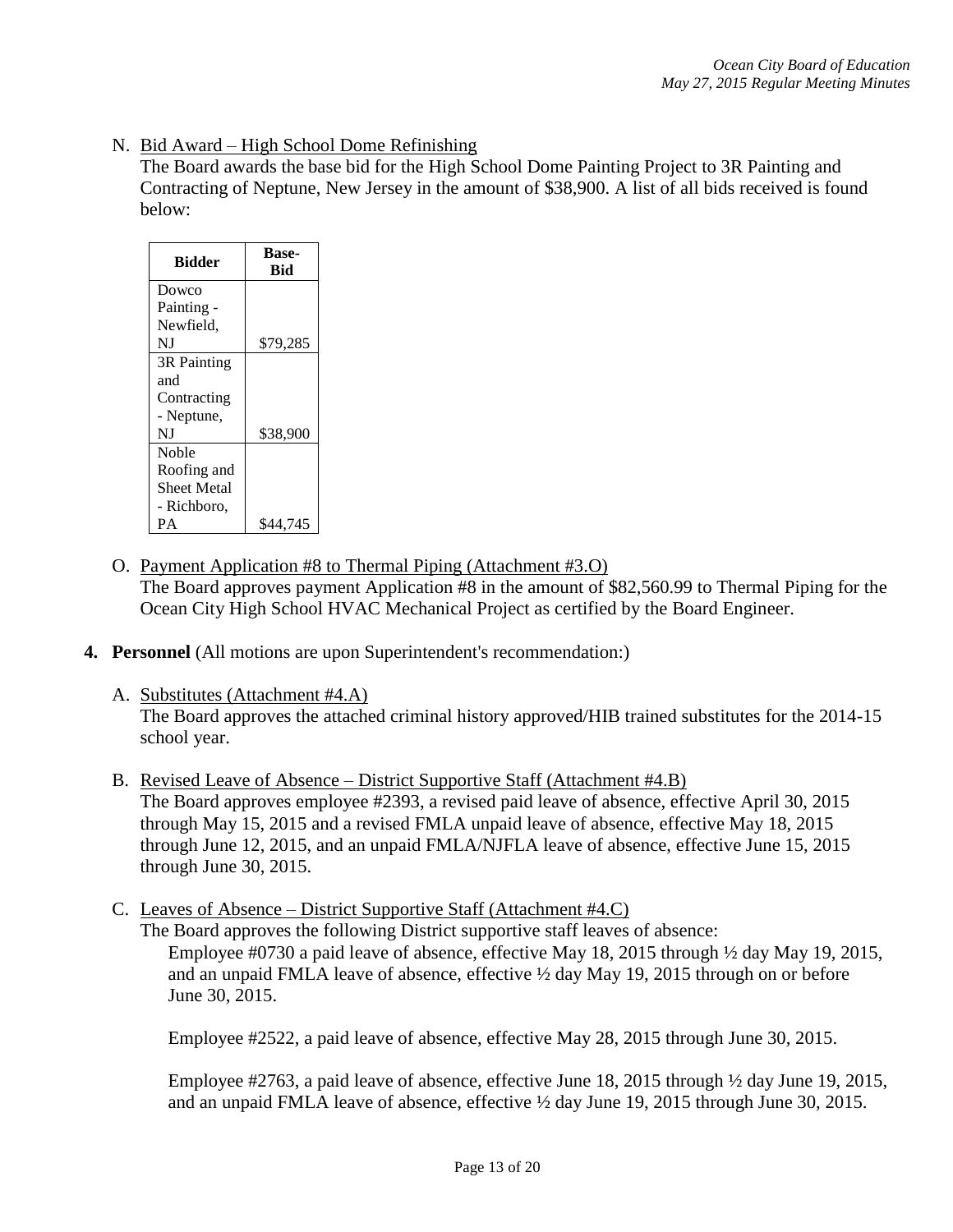N. Bid Award – High School Dome Refinishing

The Board awards the base bid for the High School Dome Painting Project to 3R Painting and Contracting of Neptune, New Jersey in the amount of $38,900. A list of all bids received is found below:

| Bidder | Base-Bid |
|---|---|
| Dowco Painting - Newfield, NJ | $79,285 |
| 3R Painting and Contracting - Neptune, NJ | $38,900 |
| Noble Roofing and Sheet Metal - Richboro, PA | $44,745 |

O. Payment Application #8 to Thermal Piping (Attachment #3.O)

The Board approves payment Application #8 in the amount of $82,560.99 to Thermal Piping for the Ocean City High School HVAC Mechanical Project as certified by the Board Engineer.

**4. Personnel** (All motions are upon Superintendent's recommendation:)

A. Substitutes (Attachment #4.A)

The Board approves the attached criminal history approved/HIB trained substitutes for the 2014-15 school year.

B. Revised Leave of Absence – District Supportive Staff (Attachment #4.B)

The Board approves employee #2393, a revised paid leave of absence, effective April 30, 2015 through May 15, 2015 and a revised FMLA unpaid leave of absence, effective May 18, 2015 through June 12, 2015, and an unpaid FMLA/NJFLA leave of absence, effective June 15, 2015 through June 30, 2015.

C. Leaves of Absence – District Supportive Staff (Attachment #4.C)

The Board approves the following District supportive staff leaves of absence:

Employee #0730 a paid leave of absence, effective May 18, 2015 through ½ day May 19, 2015, and an unpaid FMLA leave of absence, effective ½ day May 19, 2015 through on or before June 30, 2015.

Employee #2522, a paid leave of absence, effective May 28, 2015 through June 30, 2015.

Employee #2763, a paid leave of absence, effective June 18, 2015 through ½ day June 19, 2015, and an unpaid FMLA leave of absence, effective ½ day June 19, 2015 through June 30, 2015.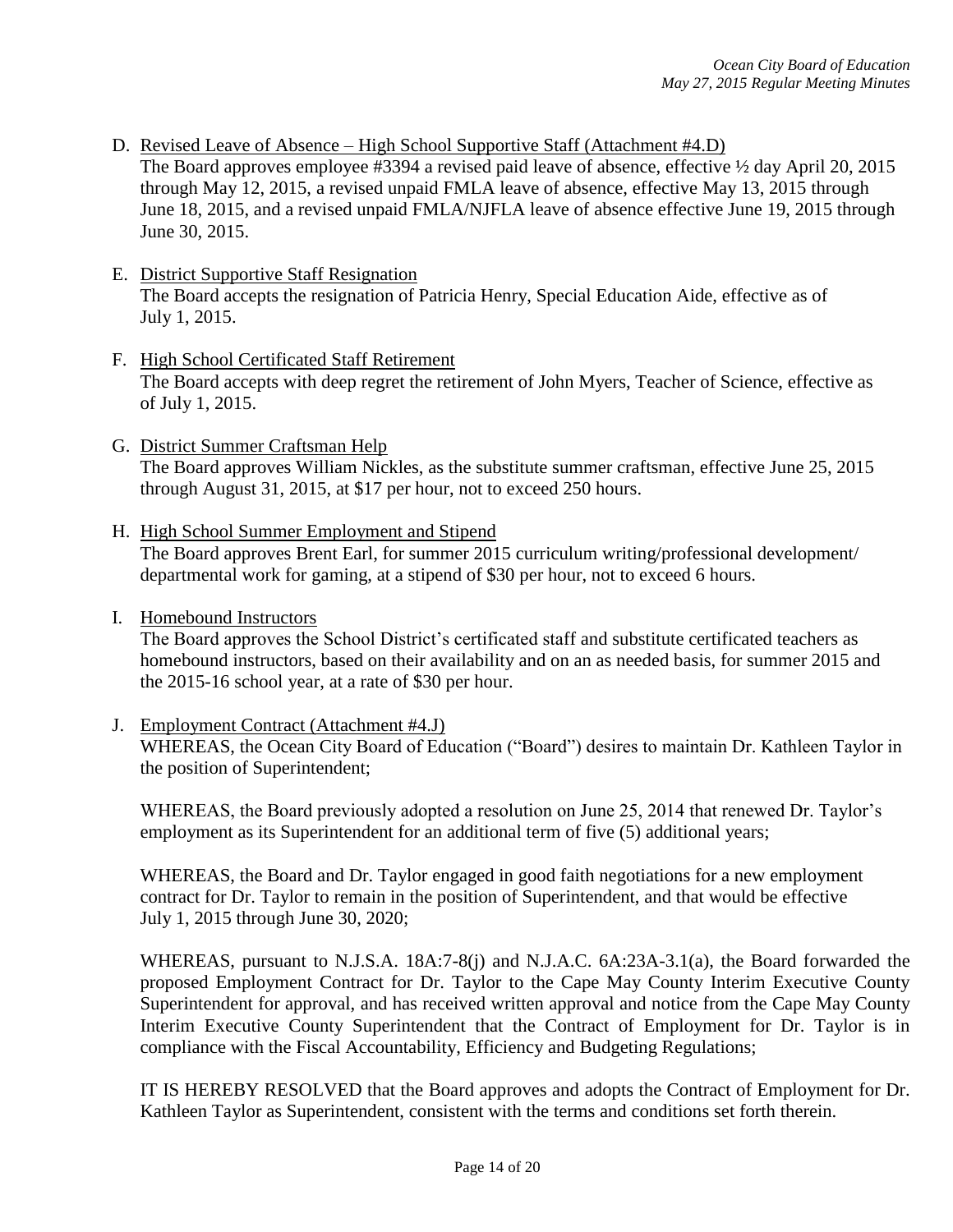D. Revised Leave of Absence – High School Supportive Staff (Attachment #4.D)
The Board approves employee #3394 a revised paid leave of absence, effective ½ day April 20, 2015 through May 12, 2015, a revised unpaid FMLA leave of absence, effective May 13, 2015 through June 18, 2015, and a revised unpaid FMLA/NJFLA leave of absence effective June 19, 2015 through June 30, 2015.

E. District Supportive Staff Resignation
The Board accepts the resignation of Patricia Henry, Special Education Aide, effective as of July 1, 2015.

F. High School Certificated Staff Retirement
The Board accepts with deep regret the retirement of John Myers, Teacher of Science, effective as of July 1, 2015.

G. District Summer Craftsman Help
The Board approves William Nickles, as the substitute summer craftsman, effective June 25, 2015 through August 31, 2015, at $17 per hour, not to exceed 250 hours.

H. High School Summer Employment and Stipend
The Board approves Brent Earl, for summer 2015 curriculum writing/professional development/ departmental work for gaming, at a stipend of $30 per hour, not to exceed 6 hours.

I. Homebound Instructors
The Board approves the School District's certificated staff and substitute certificated teachers as homebound instructors, based on their availability and on an as needed basis, for summer 2015 and the 2015-16 school year, at a rate of $30 per hour.

J. Employment Contract (Attachment #4.J)
WHEREAS, the Ocean City Board of Education ("Board") desires to maintain Dr. Kathleen Taylor in the position of Superintendent;

WHEREAS, the Board previously adopted a resolution on June 25, 2014 that renewed Dr. Taylor's employment as its Superintendent for an additional term of five (5) additional years;

WHEREAS, the Board and Dr. Taylor engaged in good faith negotiations for a new employment contract for Dr. Taylor to remain in the position of Superintendent, and that would be effective July 1, 2015 through June 30, 2020;

WHEREAS, pursuant to N.J.S.A. 18A:7-8(j) and N.J.A.C. 6A:23A-3.1(a), the Board forwarded the proposed Employment Contract for Dr. Taylor to the Cape May County Interim Executive County Superintendent for approval, and has received written approval and notice from the Cape May County Interim Executive County Superintendent that the Contract of Employment for Dr. Taylor is in compliance with the Fiscal Accountability, Efficiency and Budgeting Regulations;

IT IS HEREBY RESOLVED that the Board approves and adopts the Contract of Employment for Dr. Kathleen Taylor as Superintendent, consistent with the terms and conditions set forth therein.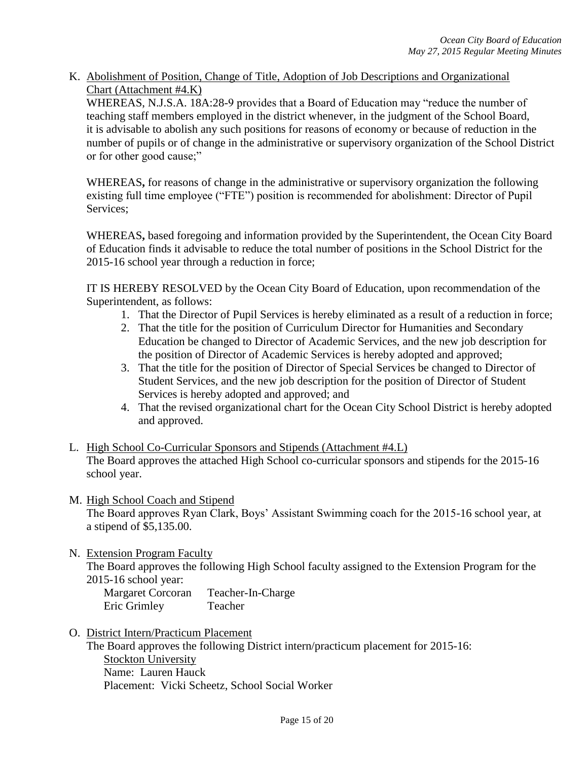K. <u>Abolishment of Position, Change of Title, Adoption of Job Descriptions and Organizational Chart (Attachment #4.K)</u>

WHEREAS, N.J.S.A. 18A:28-9 provides that a Board of Education may "reduce the number of teaching staff members employed in the district whenever, in the judgment of the School Board, it is advisable to abolish any such positions for reasons of economy or because of reduction in the number of pupils or of change in the administrative or supervisory organization of the School District or for other good cause;"

WHEREAS**,** for reasons of change in the administrative or supervisory organization the following existing full time employee ("FTE") position is recommended for abolishment: Director of Pupil Services;

WHEREAS**,** based foregoing and information provided by the Superintendent, the Ocean City Board of Education finds it advisable to reduce the total number of positions in the School District for the 2015-16 school year through a reduction in force;

IT IS HEREBY RESOLVED by the Ocean City Board of Education, upon recommendation of the Superintendent, as follows:

1. That the Director of Pupil Services is hereby eliminated as a result of a reduction in force;
2. That the title for the position of Curriculum Director for Humanities and Secondary Education be changed to Director of Academic Services, and the new job description for the position of Director of Academic Services is hereby adopted and approved;
3. That the title for the position of Director of Special Services be changed to Director of Student Services, and the new job description for the position of Director of Student Services is hereby adopted and approved; and
4. That the revised organizational chart for the Ocean City School District is hereby adopted and approved.

L. <u>High School Co-Curricular Sponsors and Stipends (Attachment #4.L)</u>

The Board approves the attached High School co-curricular sponsors and stipends for the 2015-16 school year.

M. <u>High School Coach and Stipend</u>

The Board approves Ryan Clark, Boys' Assistant Swimming coach for the 2015-16 school year, at a stipend of $5,135.00.

N. <u>Extension Program Faculty</u>

The Board approves the following High School faculty assigned to the Extension Program for the 2015-16 school year:

| | |
|---|---|
| Margaret Corcoran | Teacher-In-Charge |
| Eric Grimley | Teacher |

O. <u>District Intern/Practicum Placement</u>

The Board approves the following District intern/practicum placement for 2015-16:

<u>Stockton University</u>
Name: Lauren Hauck
Placement: Vicki Scheetz, School Social Worker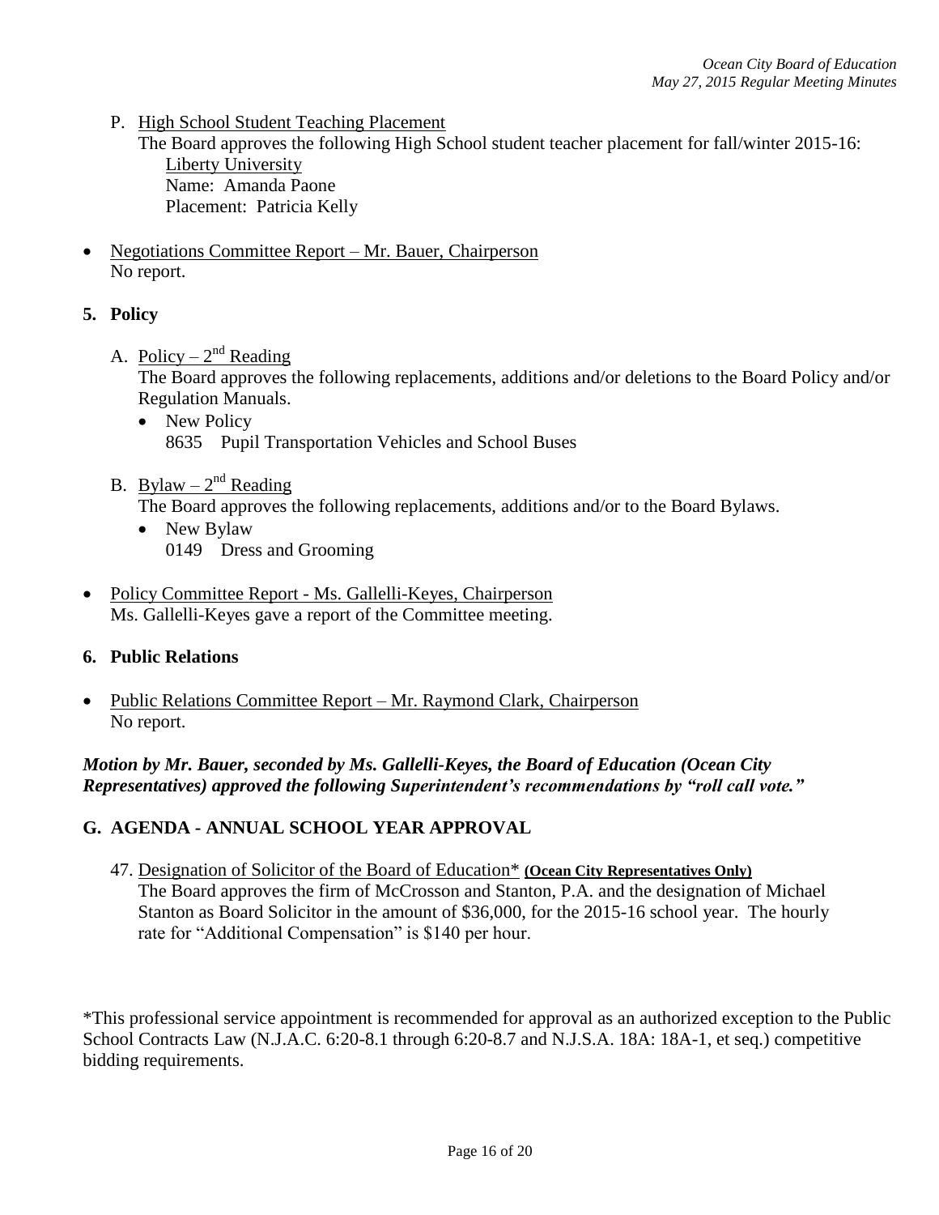P. <u>High School Student Teaching Placement</u>
   The Board approves the following High School student teacher placement for fall/winter 2015-16:
   <u>Liberty University</u>
   Name: Amanda Paone
   Placement: Patricia Kelly

- <u>Negotiations Committee Report – Mr. Bauer, Chairperson</u>
  No report.

**5. Policy**

A. <u>Policy – 2nd Reading</u>
   The Board approves the following replacements, additions and/or deletions to the Board Policy and/or Regulation Manuals.
   - New Policy
     8635 Pupil Transportation Vehicles and School Buses

B. <u>Bylaw – 2nd Reading</u>
   The Board approves the following replacements, additions and/or to the Board Bylaws.
   - New Bylaw
     0149 Dress and Grooming

- <u>Policy Committee Report - Ms. Gallelli-Keyes, Chairperson</u>
  Ms. Gallelli-Keyes gave a report of the Committee meeting.

**6. Public Relations**

- <u>Public Relations Committee Report – Mr. Raymond Clark, Chairperson</u>
  No report.

***Motion by Mr. Bauer, seconded by Ms. Gallelli-Keyes, the Board of Education (Ocean City Representatives) approved the following Superintendent's recommendations by "roll call vote."***

## G. AGENDA - ANNUAL SCHOOL YEAR APPROVAL

47. <u>Designation of Solicitor of the Board of Education</u>* **<u>(Ocean City Representatives Only)</u>**
    The Board approves the firm of McCrosson and Stanton, P.A. and the designation of Michael Stanton as Board Solicitor in the amount of $36,000, for the 2015-16 school year. The hourly rate for "Additional Compensation" is $140 per hour.

*This professional service appointment is recommended for approval as an authorized exception to the Public School Contracts Law (N.J.A.C. 6:20-8.1 through 6:20-8.7 and N.J.S.A. 18A: 18A-1, et seq.) competitive bidding requirements.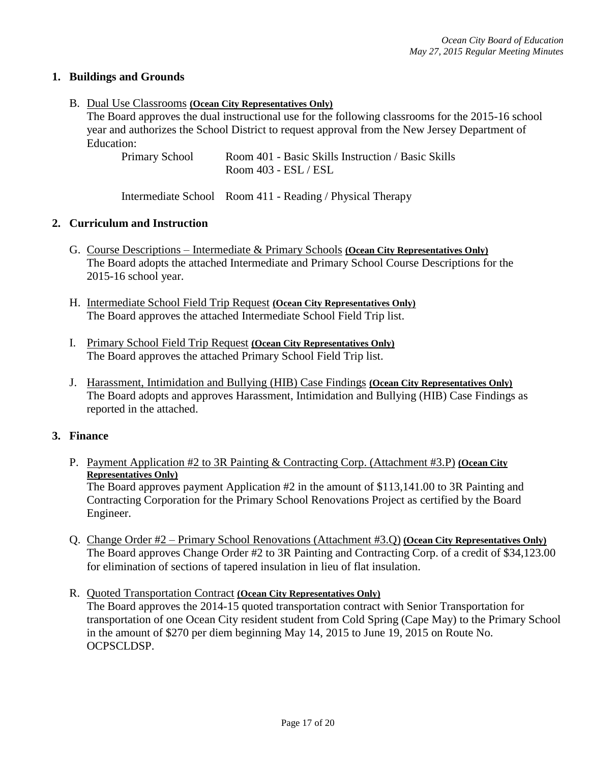## 1. Buildings and Grounds

B. Dual Use Classrooms **(Ocean City Representatives Only)**
The Board approves the dual instructional use for the following classrooms for the 2015-16 school year and authorizes the School District to request approval from the New Jersey Department of Education:

| | |
|---|---|
| Primary School | Room 401 - Basic Skills Instruction / Basic Skills |
| | Room 403 - ESL / ESL |
| Intermediate School | Room 411 - Reading / Physical Therapy |

## 2. Curriculum and Instruction

G. Course Descriptions – Intermediate & Primary Schools **(Ocean City Representatives Only)**
The Board adopts the attached Intermediate and Primary School Course Descriptions for the 2015-16 school year.

H. Intermediate School Field Trip Request **(Ocean City Representatives Only)**
The Board approves the attached Intermediate School Field Trip list.

I. Primary School Field Trip Request **(Ocean City Representatives Only)**
The Board approves the attached Primary School Field Trip list.

J. Harassment, Intimidation and Bullying (HIB) Case Findings **(Ocean City Representatives Only)**
The Board adopts and approves Harassment, Intimidation and Bullying (HIB) Case Findings as reported in the attached.

## 3. Finance

P. Payment Application #2 to 3R Painting & Contracting Corp. (Attachment #3.P) **(Ocean City Representatives Only)**
The Board approves payment Application #2 in the amount of $113,141.00 to 3R Painting and Contracting Corporation for the Primary School Renovations Project as certified by the Board Engineer.

Q. Change Order #2 – Primary School Renovations (Attachment #3.Q) **(Ocean City Representatives Only)**
The Board approves Change Order #2 to 3R Painting and Contracting Corp. of a credit of $34,123.00 for elimination of sections of tapered insulation in lieu of flat insulation.

R. Quoted Transportation Contract **(Ocean City Representatives Only)**
The Board approves the 2014-15 quoted transportation contract with Senior Transportation for transportation of one Ocean City resident student from Cold Spring (Cape May) to the Primary School in the amount of $270 per diem beginning May 14, 2015 to June 19, 2015 on Route No. OCPSCLDSP.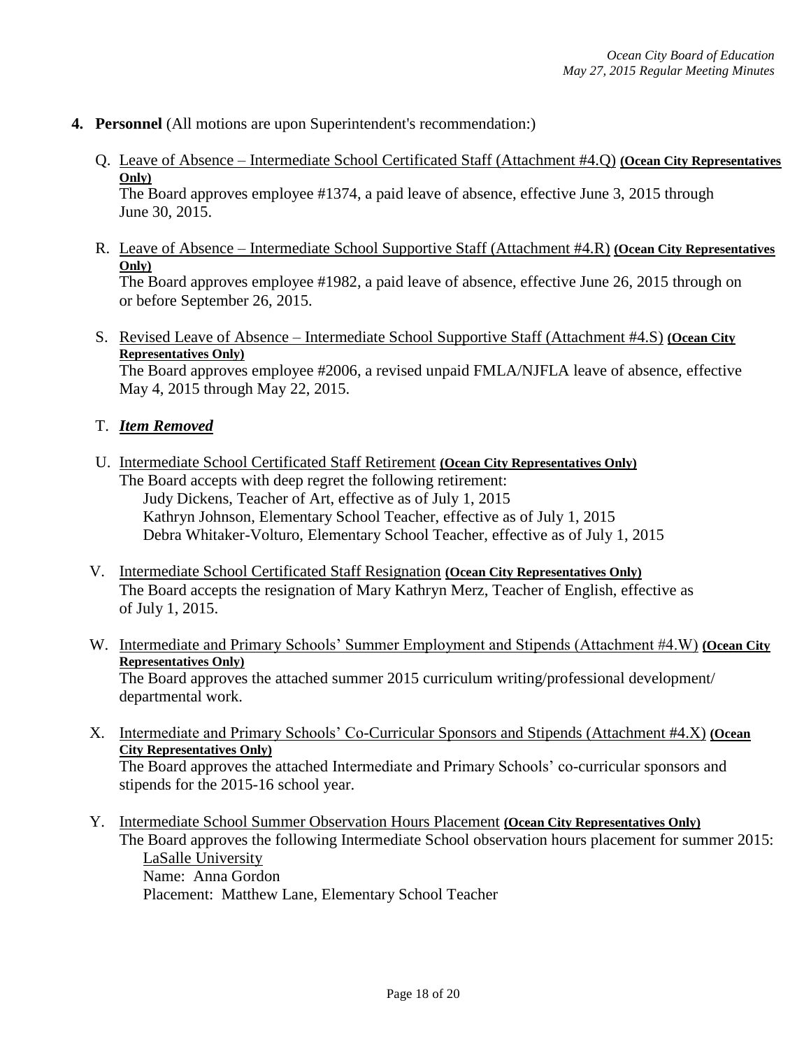**4. Personnel** (All motions are upon Superintendent's recommendation:)

Q. Leave of Absence – Intermediate School Certificated Staff (Attachment #4.Q) **(Ocean City Representatives Only)**
The Board approves employee #1374, a paid leave of absence, effective June 3, 2015 through June 30, 2015.

R. Leave of Absence – Intermediate School Supportive Staff (Attachment #4.R) **(Ocean City Representatives Only)**
The Board approves employee #1982, a paid leave of absence, effective June 26, 2015 through on or before September 26, 2015.

S. Revised Leave of Absence – Intermediate School Supportive Staff (Attachment #4.S) **(Ocean City Representatives Only)**
The Board approves employee #2006, a revised unpaid FMLA/NJFLA leave of absence, effective May 4, 2015 through May 22, 2015.

T. ***Item Removed***

U. Intermediate School Certificated Staff Retirement **(Ocean City Representatives Only)**
The Board accepts with deep regret the following retirement:
Judy Dickens, Teacher of Art, effective as of July 1, 2015
Kathryn Johnson, Elementary School Teacher, effective as of July 1, 2015
Debra Whitaker-Volturo, Elementary School Teacher, effective as of July 1, 2015

V. Intermediate School Certificated Staff Resignation **(Ocean City Representatives Only)**
The Board accepts the resignation of Mary Kathryn Merz, Teacher of English, effective as of July 1, 2015.

W. Intermediate and Primary Schools' Summer Employment and Stipends (Attachment #4.W) **(Ocean City Representatives Only)**
The Board approves the attached summer 2015 curriculum writing/professional development/ departmental work.

X. Intermediate and Primary Schools' Co-Curricular Sponsors and Stipends (Attachment #4.X) **(Ocean City Representatives Only)**
The Board approves the attached Intermediate and Primary Schools' co-curricular sponsors and stipends for the 2015-16 school year.

Y. Intermediate School Summer Observation Hours Placement **(Ocean City Representatives Only)**
The Board approves the following Intermediate School observation hours placement for summer 2015:
LaSalle University
Name: Anna Gordon
Placement: Matthew Lane, Elementary School Teacher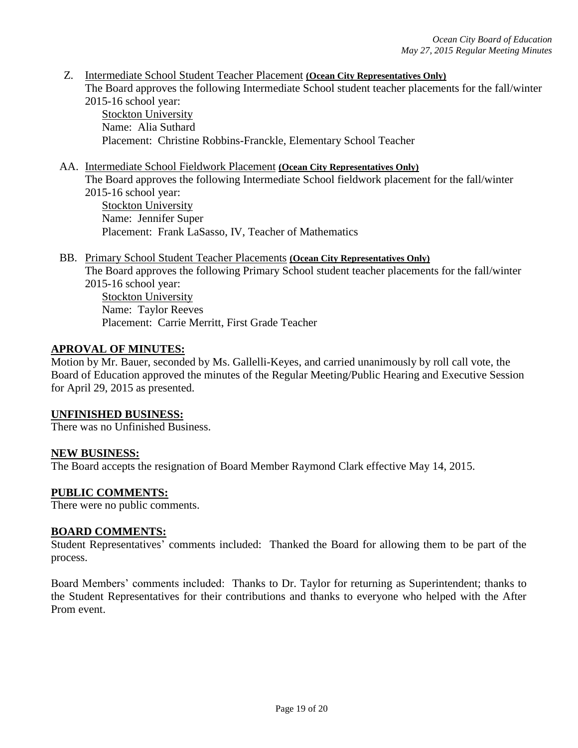Z. Intermediate School Student Teacher Placement **(Ocean City Representatives Only)**
The Board approves the following Intermediate School student teacher placements for the fall/winter 2015-16 school year:
  Stockton University
  Name: Alia Suthard
  Placement: Christine Robbins-Franckle, Elementary School Teacher

AA. Intermediate School Fieldwork Placement **(Ocean City Representatives Only)**
The Board approves the following Intermediate School fieldwork placement for the fall/winter 2015-16 school year:
  Stockton University
  Name: Jennifer Super
  Placement: Frank LaSasso, IV, Teacher of Mathematics

BB. Primary School Student Teacher Placements **(Ocean City Representatives Only)**
The Board approves the following Primary School student teacher placements for the fall/winter 2015-16 school year:
  Stockton University
  Name: Taylor Reeves
  Placement: Carrie Merritt, First Grade Teacher

**APROVAL OF MINUTES:**
Motion by Mr. Bauer, seconded by Ms. Gallelli-Keyes, and carried unanimously by roll call vote, the Board of Education approved the minutes of the Regular Meeting/Public Hearing and Executive Session for April 29, 2015 as presented.

**UNFINISHED BUSINESS:**
There was no Unfinished Business.

**NEW BUSINESS:**
The Board accepts the resignation of Board Member Raymond Clark effective May 14, 2015.

**PUBLIC COMMENTS:**
There were no public comments.

**BOARD COMMENTS:**
Student Representatives' comments included: Thanked the Board for allowing them to be part of the process.

Board Members' comments included: Thanks to Dr. Taylor for returning as Superintendent; thanks to the Student Representatives for their contributions and thanks to everyone who helped with the After Prom event.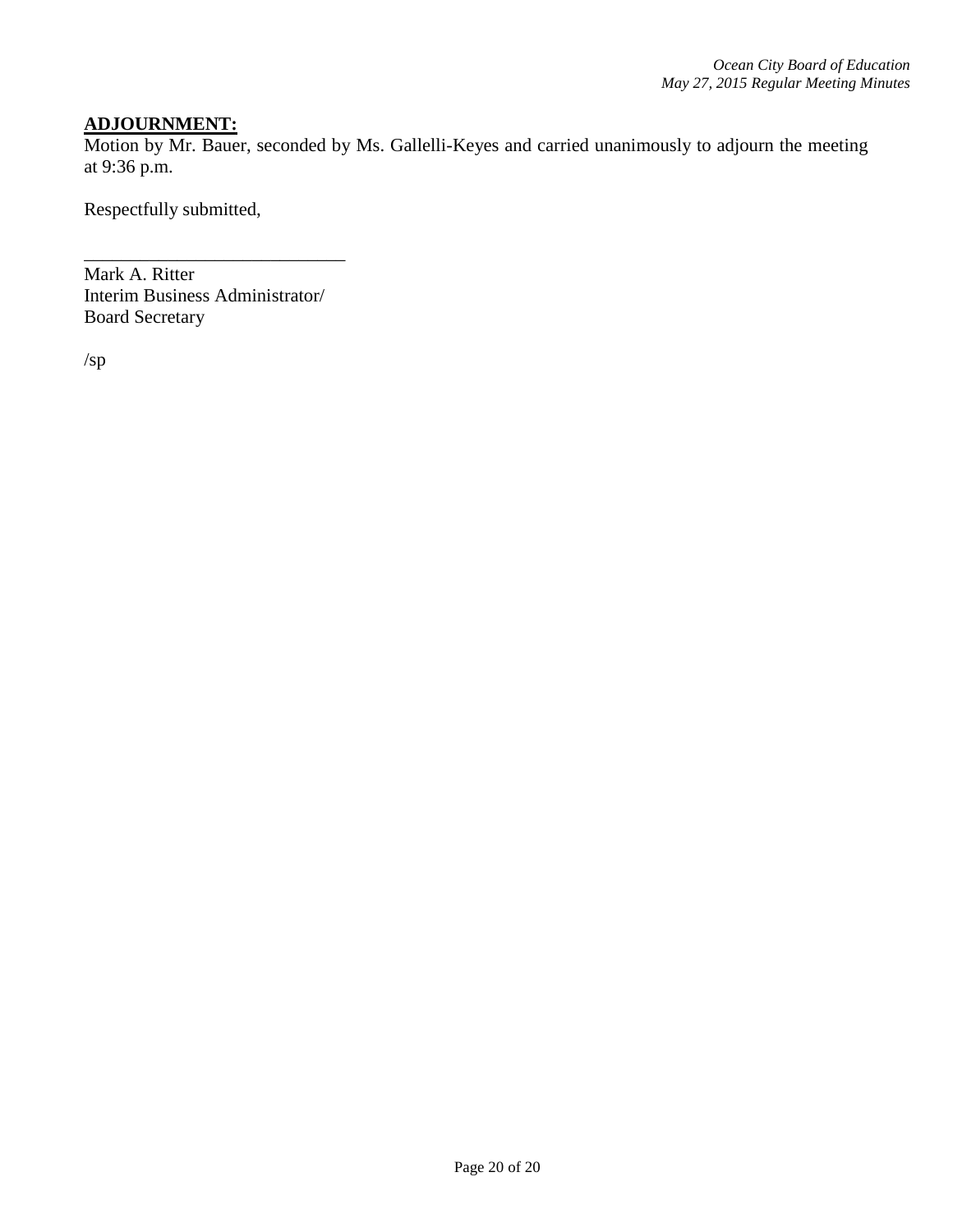**ADJOURNMENT:**

Motion by Mr. Bauer, seconded by Ms. Gallelli-Keyes and carried unanimously to adjourn the meeting at 9:36 p.m.

Respectfully submitted,

\_\_\_\_\_\_\_\_\_\_\_\_\_\_\_\_\_\_\_\_\_\_\_\_\_\_\_\_\_\_

Mark A. Ritter
Interim Business Administrator/
Board Secretary

/sp